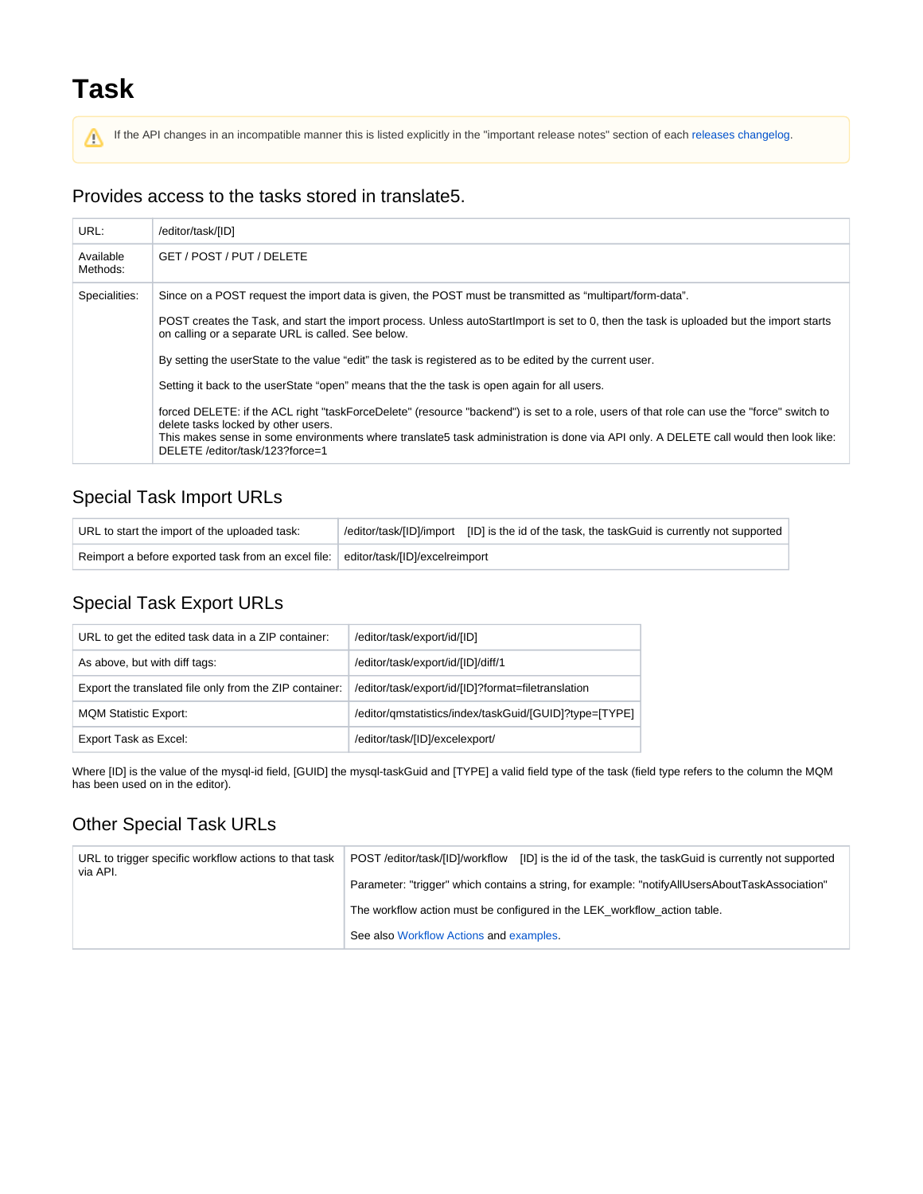# Task

⚠ If the API changes in an incompatible manner this is listed explicitly in the "important release notes" section of each releases changelog.

## Provides access to the tasks stored in translate5.

| | |
|---|---|
| URL: | /editor/task/[ID] |
| Available Methods: | GET / POST / PUT / DELETE |
| Specialities: | Since on a POST request the import data is given, the POST must be transmitted as “multipart/form-data”.<br><br>POST creates the Task, and start the import process. Unless autoStartImport is set to 0, then the task is uploaded but the import starts on calling or a separate URL is called. See below.<br><br>By setting the userState to the value “edit” the task is registered as to be edited by the current user.<br><br>Setting it back to the userState “open” means that the the task is open again for all users.<br><br>forced DELETE: if the ACL right "taskForceDelete" (resource "backend") is set to a role, users of that role can use the "force" switch to delete tasks locked by other users.<br>This makes sense in some environments where translate5 task administration is done via API only. A DELETE call would then look like: DELETE /editor/task/123?force=1 |

## Special Task Import URLs

| | |
|---|---|
| URL to start the import of the uploaded task: | /editor/task/[ID]/import [ID] is the id of the task, the taskGuid is currently not supported |
| Reimport a before exported task from an excel file: | editor/task/[ID]/excelreimport |

## Special Task Export URLs

| | |
|---|---|
| URL to get the edited task data in a ZIP container: | /editor/task/export/id/[ID] |
| As above, but with diff tags: | /editor/task/export/id/[ID]/diff/1 |
| Export the translated file only from the ZIP container: | /editor/task/export/id/[ID]?format=filetranslation |
| MQM Statistic Export: | /editor/qmstatistics/index/taskGuid/[GUID]?type=[TYPE] |
| Export Task as Excel: | /editor/task/[ID]/excelexport/ |

Where [ID] is the value of the mysql-id field, [GUID] the mysql-taskGuid and [TYPE] a valid field type of the task (field type refers to the column the MQM has been used on in the editor).

## Other Special Task URLs

| | |
|---|---|
| URL to trigger specific workflow actions to that task via API. | POST /editor/task/[ID]/workflow [ID] is the id of the task, the taskGuid is currently not supported<br><br>Parameter: "trigger" which contains a string, for example: "notifyAllUsersAboutTaskAssociation"<br><br>The workflow action must be configured in the LEK_workflow_action table.<br><br>See also Workflow Actions and examples. |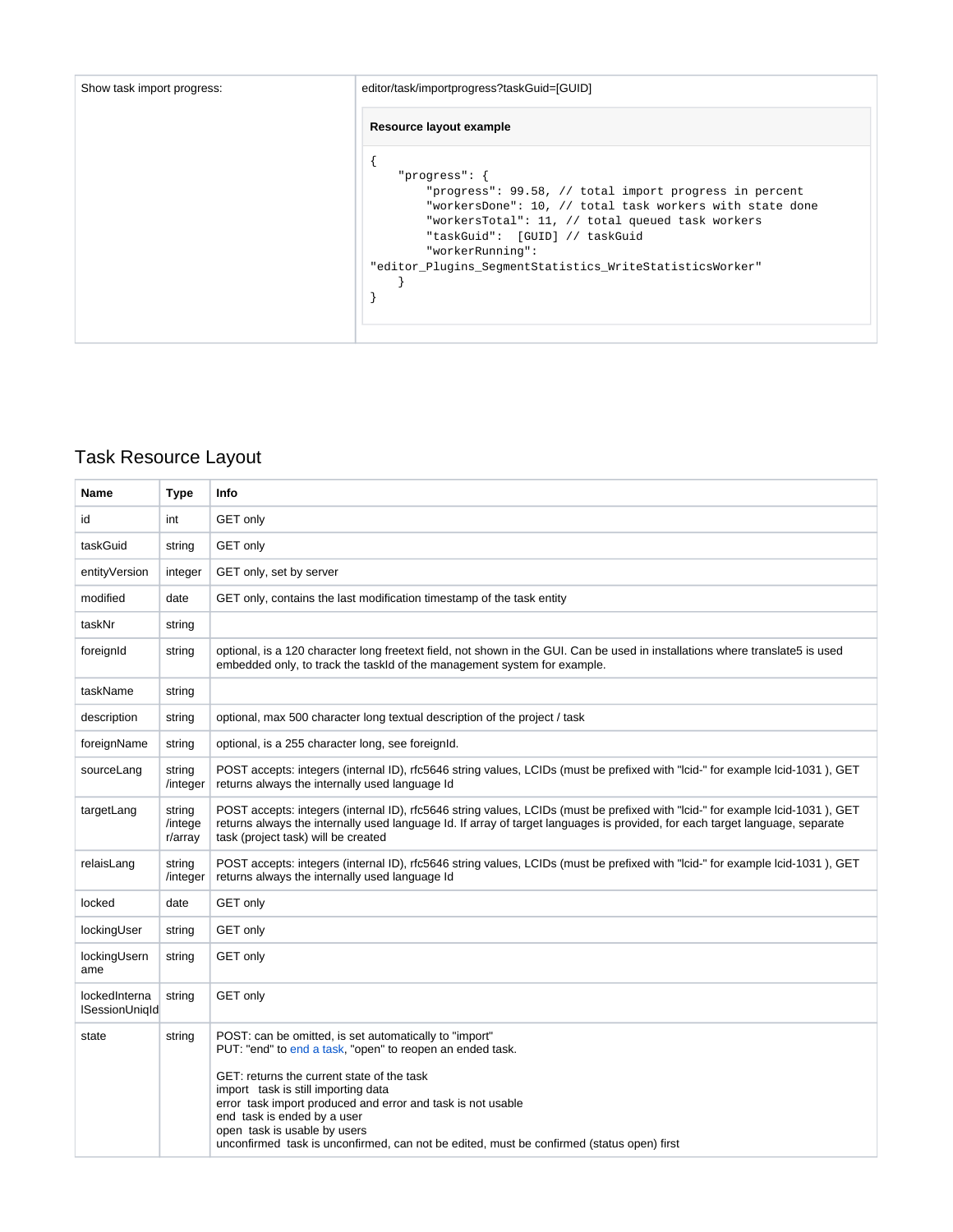| Show task import progress: | editor/task/importprogress?taskGuid=[GUID] |
|---|---|

**Resource layout example**

```
{
    "progress": {
        "progress": 99.58, // total import progress in percent
        "workersDone": 10, // total task workers with state done
        "workersTotal": 11, // total queued task workers
        "taskGuid":  [GUID] // taskGuid
        "workerRunning":
"editor_Plugins_SegmentStatistics_WriteStatisticsWorker"
    }
}
```

## Task Resource Layout

| Name | Type | Info |
|---|---|---|
| id | int | GET only |
| taskGuid | string | GET only |
| entityVersion | integer | GET only, set by server |
| modified | date | GET only, contains the last modification timestamp of the task entity |
| taskNr | string | |
| foreignId | string | optional, is a 120 character long freetext field, not shown in the GUI. Can be used in installations where translate5 is used embedded only, to track the taskId of the management system for example. |
| taskName | string | |
| description | string | optional, max 500 character long textual description of the project / task |
| foreignName | string | optional, is a 255 character long, see foreignId. |
| sourceLang | string /integer | POST accepts: integers (internal ID), rfc5646 string values, LCIDs (must be prefixed with "lcid-" for example lcid-1031 ), GET returns always the internally used language Id |
| targetLang | string /integer/array | POST accepts: integers (internal ID), rfc5646 string values, LCIDs (must be prefixed with "lcid-" for example lcid-1031 ), GET returns always the internally used language Id. If array of target languages is provided, for each target language, separate task (project task) will be created |
| relaisLang | string /integer | POST accepts: integers (internal ID), rfc5646 string values, LCIDs (must be prefixed with "lcid-" for example lcid-1031 ), GET returns always the internally used language Id |
| locked | date | GET only |
| lockingUser | string | GET only |
| lockingUsername | string | GET only |
| lockedInternalSessionUniqId | string | GET only |
| state | string | POST: can be omitted, is set automatically to "import"<br>PUT: "end" to end a task, "open" to reopen an ended task.<br><br>GET: returns the current state of the task<br>import task is still importing data<br>error task import produced and error and task is not usable<br>end task is ended by a user<br>open task is usable by users<br>unconfirmed task is unconfirmed, can not be edited, must be confirmed (status open) first |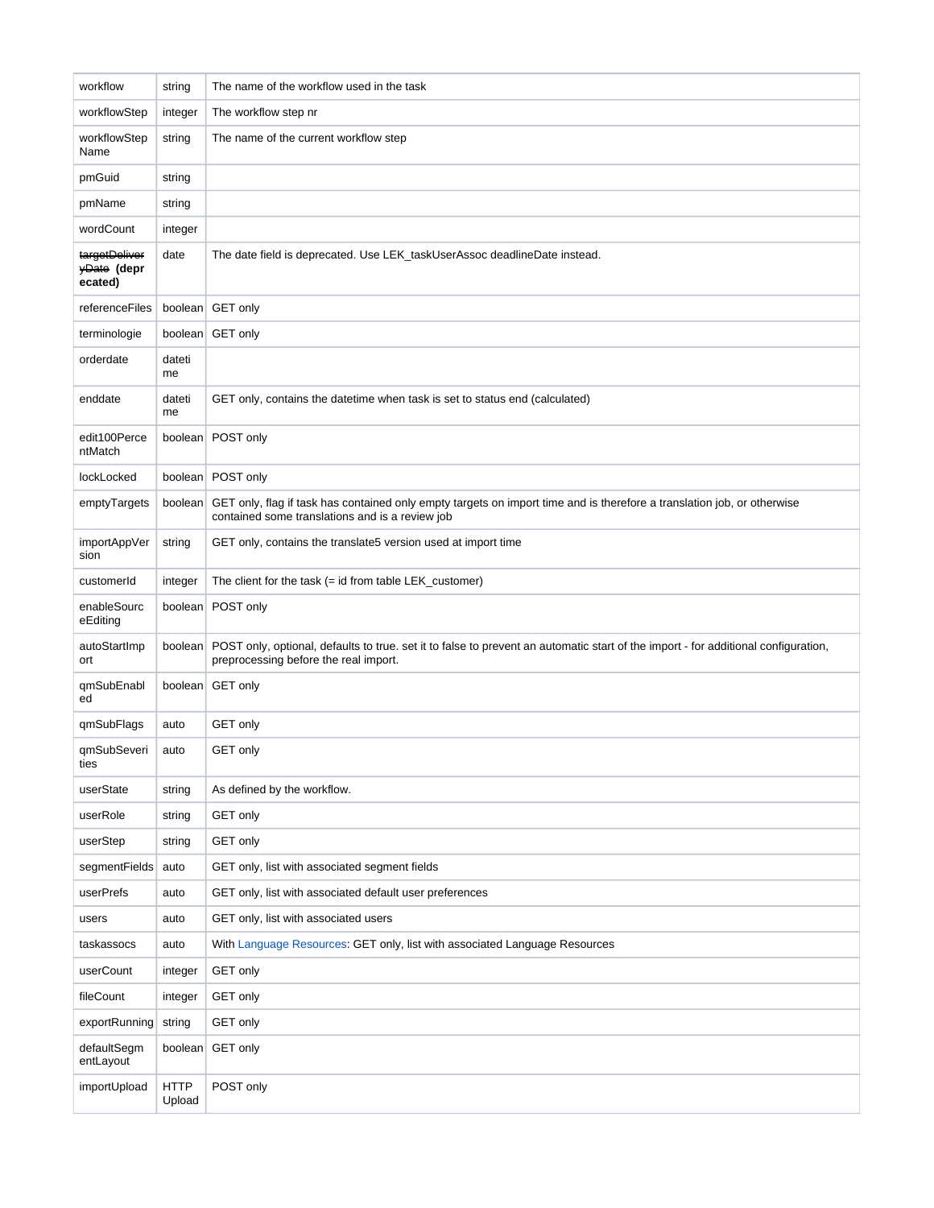| workflow | string | The name of the workflow used in the task |
|---|---|---|
| workflowStep | integer | The workflow step nr |
| workflowStepName | string | The name of the current workflow step |
| pmGuid | string | |
| pmName | string | |
| wordCount | integer | |
| ~~targetDeliveryDate~~ **(deprecated)** | date | The date field is deprecated. Use LEK_taskUserAssoc deadlineDate instead. |
| referenceFiles | boolean | GET only |
| terminologie | boolean | GET only |
| orderdate | datetime | |
| enddate | datetime | GET only, contains the datetime when task is set to status end (calculated) |
| edit100PercentMatch | boolean | POST only |
| lockLocked | boolean | POST only |
| emptyTargets | boolean | GET only, flag if task has contained only empty targets on import time and is therefore a translation job, or otherwise contained some translations and is a review job |
| importAppVersion | string | GET only, contains the translate5 version used at import time |
| customerId | integer | The client for the task (= id from table LEK_customer) |
| enableSourceEditing | boolean | POST only |
| autoStartImport | boolean | POST only, optional, defaults to true. set it to false to prevent an automatic start of the import - for additional configuration, preprocessing before the real import. |
| qmSubEnabled | boolean | GET only |
| qmSubFlags | auto | GET only |
| qmSubSeverities | auto | GET only |
| userState | string | As defined by the workflow. |
| userRole | string | GET only |
| userStep | string | GET only |
| segmentFields | auto | GET only, list with associated segment fields |
| userPrefs | auto | GET only, list with associated default user preferences |
| users | auto | GET only, list with associated users |
| taskassocs | auto | With Language Resources: GET only, list with associated Language Resources |
| userCount | integer | GET only |
| fileCount | integer | GET only |
| exportRunning | string | GET only |
| defaultSegmentLayout | boolean | GET only |
| importUpload | HTTP Upload | POST only |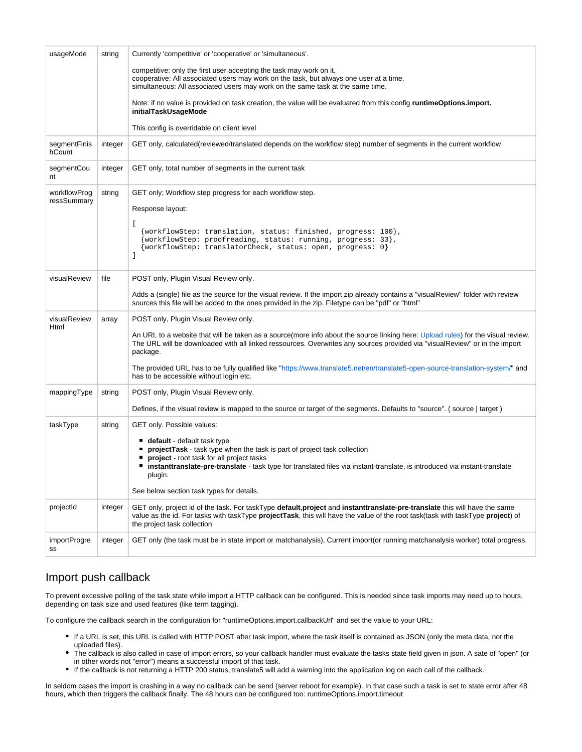| usageMode | string | Currently 'competitive' or 'cooperative' or 'simultaneous'.<br><br>competitive: only the first user accepting the task may work on it.<br>cooperative: All associated users may work on the task, but always one user at a time.<br>simultaneous: All associated users may work on the same task at the same time.<br><br>Note: if no value is provided on task creation, the value will be evaluated from this config **runtimeOptions.import.initialTaskUsageMode**<br><br>This config is overridable on client level |
|---|---|---|
| segmentFinishCount | integer | GET only, calculated(reviewed/translated depends on the workflow step) number of segments in the current workflow |
| segmentCount | integer | GET only, total number of segments in the current task |
| workflowProgressSummary | string | GET only; Workflow step progress for each workflow step.<br><br>Response layout:<br><br>`[`<br>`  {workflowStep: translation, status: finished, progress: 100},`<br>`  {workflowStep: proofreading, status: running, progress: 33},`<br>`  {workflowStep: translatorCheck, status: open, progress: 0}`<br>`]` |
| visualReview | file | POST only, Plugin Visual Review only.<br><br>Adds a (single) file as the source for the visual review. If the import zip already contains a "visualReview" folder with review sources this file will be added to the ones provided in the zip. Filetype can be "pdf" or "html" |
| visualReviewHtml | array | POST only, Plugin Visual Review only.<br><br>An URL to a website that will be taken as a source(more info about the source linking here: Upload rules) for the visual review. The URL will be downloaded with all linked ressources. Overwrites any sources provided via "visualReview" or in the import package.<br><br>The provided URL has to be fully qualified like "https://www.translate5.net/en/translate5-open-source-translation-system/" and has to be accessible without login etc. |
| mappingType | string | POST only, Plugin Visual Review only.<br><br>Defines, if the visual review is mapped to the source or target of the segments. Defaults to "source". ( source \| target ) |
| taskType | string | GET only. Possible values:<br><br>- **default** - default task type<br>- **projectTask** - task type when the task is part of project task collection<br>- **project** - root task for all project tasks<br>- **instanttranslate-pre-translate** - task type for translated files via instant-translate, is introduced via instant-translate plugin.<br><br>See below section task types for details. |
| projectId | integer | GET only, project id of the task. For taskType **default**,**project** and **instanttranslate-pre-translate** this will have the same value as the id. For tasks with taskType **projectTask**, this will have the value of the root task(task with taskType **project**) of the project task collection |
| importProgress | integer | GET only (the task must be in state import or matchanalysis), Current import(or running matchanalysis worker) total progress. |

## Import push callback

To prevent excessive polling of the task state while import a HTTP callback can be configured. This is needed since task imports may need up to hours, depending on task size and used features (like term tagging).

To configure the callback search in the configuration for "runtimeOptions.import.callbackUrl" and set the value to your URL:

- If a URL is set, this URL is called with HTTP POST after task import, where the task itself is contained as JSON (only the meta data, not the uploaded files).
- The callback is also called in case of import errors, so your callback handler must evaluate the tasks state field given in json. A sate of "open" (or in other words not "error") means a successful import of that task.
- If the callback is not returning a HTTP 200 status, translate5 will add a warning into the application log on each call of the callback.

In seldom cases the import is crashing in a way no callback can be send (server reboot for example). In that case such a task is set to state error after 48 hours, which then triggers the callback finally. The 48 hours can be configured too: runtimeOptions.import.timeout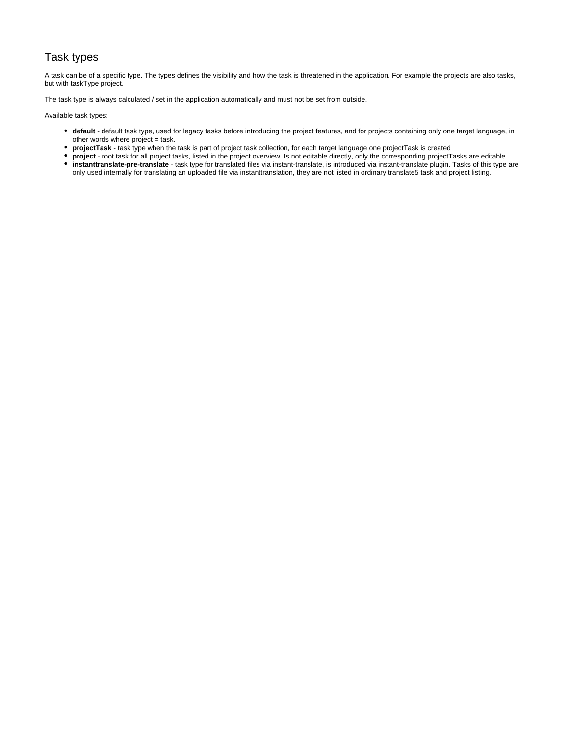## Task types

A task can be of a specific type. The types defines the visibility and how the task is threatened in the application. For example the projects are also tasks, but with taskType project.

The task type is always calculated / set in the application automatically and must not be set from outside.

Available task types:

- **default** - default task type, used for legacy tasks before introducing the project features, and for projects containing only one target language, in other words where project = task.
- **projectTask** - task type when the task is part of project task collection, for each target language one projectTask is created
- **project** - root task for all project tasks, listed in the project overview. Is not editable directly, only the corresponding projectTasks are editable.
- **instanttranslate-pre-translate** - task type for translated files via instant-translate, is introduced via instant-translate plugin. Tasks of this type are only used internally for translating an uploaded file via instanttranslation, they are not listed in ordinary translate5 task and project listing.